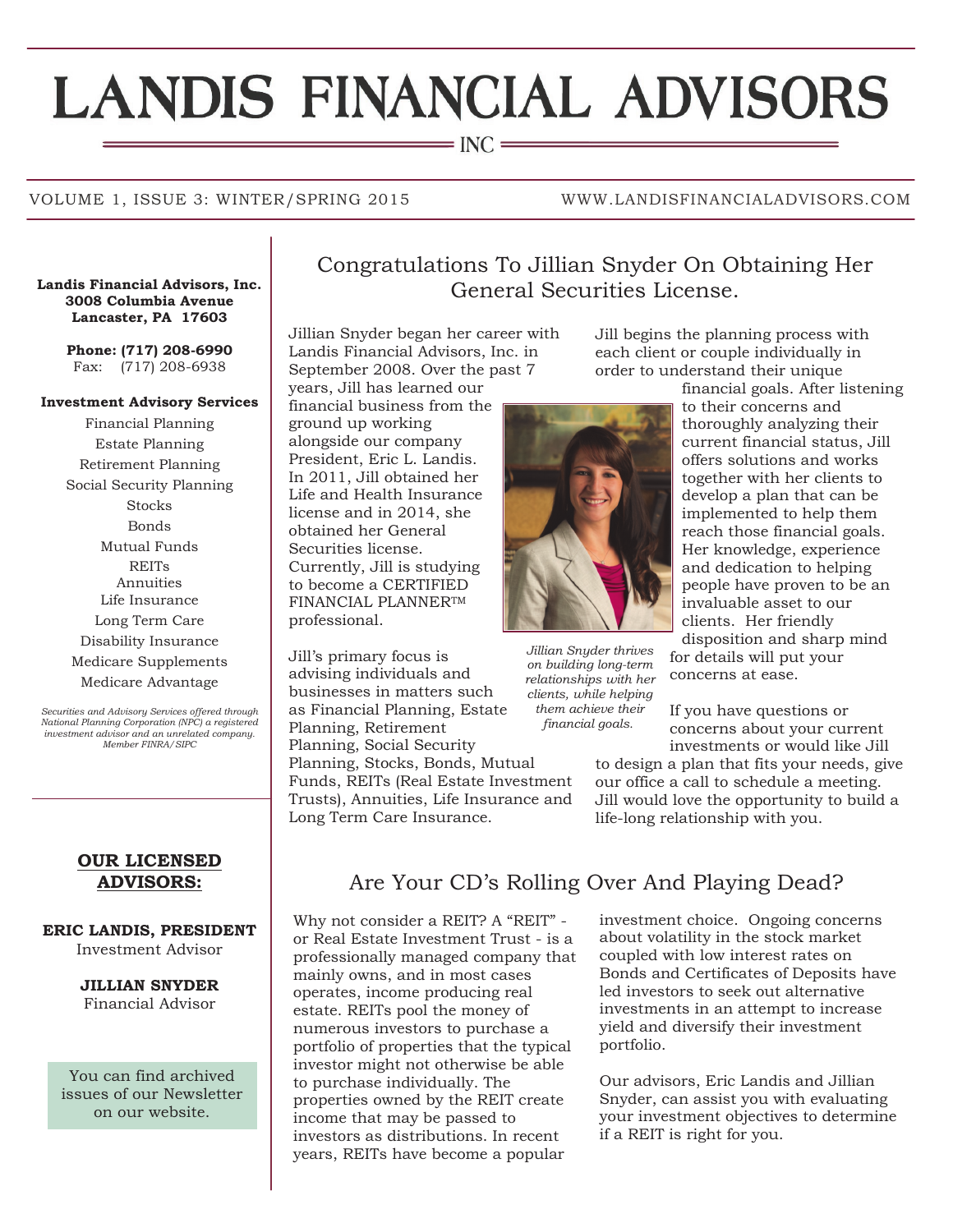# LANDIS FINANCIAL ADVISORS

INC

VOLUME 1, ISSUE 3: WINTER/SPRING 2015 WWW.LANDISFINANCIALADVISORS.COM

**Landis Financial Advisors, Inc.**
**3008 Columbia Avenue**
**Lancaster, PA 17603**

**Phone: (717) 208-6990**
Fax: (717) 208-6938

**Investment Advisory Services**

- Financial Planning
- Estate Planning
- Retirement Planning
- Social Security Planning
- Stocks
- Bonds
- Mutual Funds
- REITs
- Annuities
- Life Insurance
- Long Term Care
- Disability Insurance
- Medicare Supplements
- Medicare Advantage

*Securities and Advisory Services offered through National Planning Corporation (NPC) a registered investment advisor and an unrelated company. Member FINRA/SIPC*

**OUR LICENSED ADVISORS:**

**ERIC LANDIS, PRESIDENT**
Investment Advisor

**JILLIAN SNYDER**
Financial Advisor

You can find archived issues of our Newsletter on our website.

## Congratulations To Jillian Snyder On Obtaining Her General Securities License.

Jillian Snyder began her career with Landis Financial Advisors, Inc. in September 2008. Over the past 7 years, Jill has learned our financial business from the ground up working alongside our company President, Eric L. Landis. In 2011, Jill obtained her Life and Health Insurance license and in 2014, she obtained her General Securities license. Currently, Jill is studying to become a CERTIFIED FINANCIAL PLANNER™ professional.

Jill's primary focus is advising individuals and businesses in matters such as Financial Planning, Estate Planning, Retirement Planning, Social Security Planning, Stocks, Bonds, Mutual Funds, REITs (Real Estate Investment Trusts), Annuities, Life Insurance and Long Term Care Insurance.

*Jillian Snyder thrives on building long-term relationships with her clients, while helping them achieve their financial goals.*

Jill begins the planning process with each client or couple individually in order to understand their unique financial goals. After listening to their concerns and thoroughly analyzing their current financial status, Jill offers solutions and works together with her clients to develop a plan that can be implemented to help them reach those financial goals. Her knowledge, experience and dedication to helping people have proven to be an invaluable asset to our clients. Her friendly disposition and sharp mind for details will put your concerns at ease.

If you have questions or concerns about your current investments or would like Jill to design a plan that fits your needs, give our office a call to schedule a meeting. Jill would love the opportunity to build a life-long relationship with you.

## Are Your CD's Rolling Over And Playing Dead?

Why not consider a REIT? A "REIT" - or Real Estate Investment Trust - is a professionally managed company that mainly owns, and in most cases operates, income producing real estate. REITs pool the money of numerous investors to purchase a portfolio of properties that the typical investor might not otherwise be able to purchase individually. The properties owned by the REIT create income that may be passed to investors as distributions. In recent years, REITs have become a popular investment choice. Ongoing concerns about volatility in the stock market coupled with low interest rates on Bonds and Certificates of Deposits have led investors to seek out alternative investments in an attempt to increase yield and diversify their investment portfolio.

Our advisors, Eric Landis and Jillian Snyder, can assist you with evaluating your investment objectives to determine if a REIT is right for you.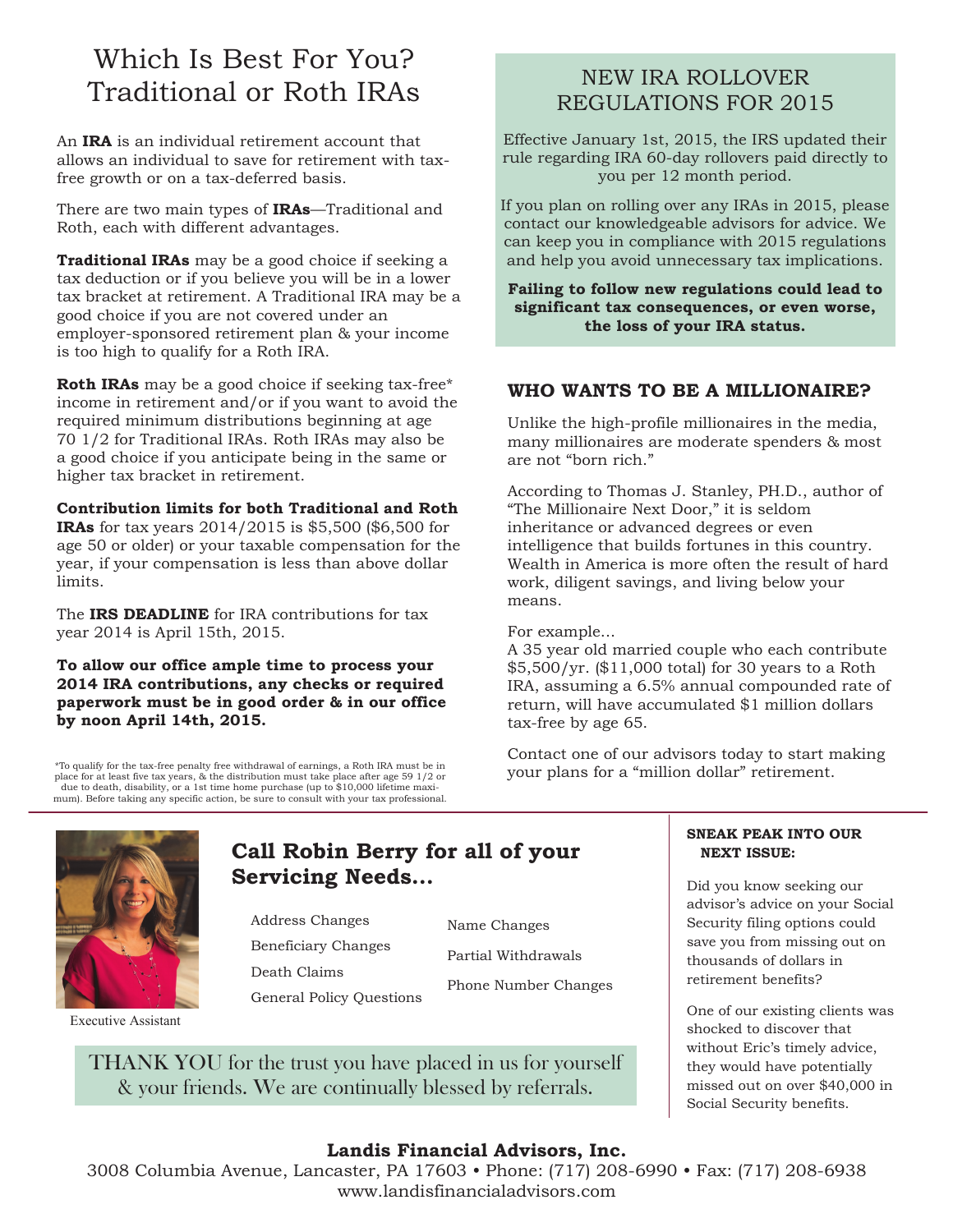# Which Is Best For You? Traditional or Roth IRAs

An **IRA** is an individual retirement account that allows an individual to save for retirement with tax-free growth or on a tax-deferred basis.

There are two main types of **IRAs**—Traditional and Roth, each with different advantages.

**Traditional IRAs** may be a good choice if seeking a tax deduction or if you believe you will be in a lower tax bracket at retirement. A Traditional IRA may be a good choice if you are not covered under an employer-sponsored retirement plan & your income is too high to qualify for a Roth IRA.

**Roth IRAs** may be a good choice if seeking tax-free* income in retirement and/or if you want to avoid the required minimum distributions beginning at age 70 1/2 for Traditional IRAs. Roth IRAs may also be a good choice if you anticipate being in the same or higher tax bracket in retirement.

**Contribution limits for both Traditional and Roth IRAs** for tax years 2014/2015 is $5,500 ($6,500 for age 50 or older) or your taxable compensation for the year, if your compensation is less than above dollar limits.

The **IRS DEADLINE** for IRA contributions for tax year 2014 is April 15th, 2015.

**To allow our office ample time to process your 2014 IRA contributions, any checks or required paperwork must be in good order & in our office by noon April 14th, 2015.**

*To qualify for the tax-free penalty free withdrawal of earnings, a Roth IRA must be in place for at least five tax years, & the distribution must take place after age 59 1/2 or due to death, disability, or a 1st time home purchase (up to $10,000 lifetime maximum). Before taking any specific action, be sure to consult with your tax professional.

## NEW IRA ROLLOVER REGULATIONS FOR 2015

Effective January 1st, 2015, the IRS updated their rule regarding IRA 60-day rollovers paid directly to you per 12 month period.

If you plan on rolling over any IRAs in 2015, please contact our knowledgeable advisors for advice. We can keep you in compliance with 2015 regulations and help you avoid unnecessary tax implications.

**Failing to follow new regulations could lead to significant tax consequences, or even worse, the loss of your IRA status.**

## WHO WANTS TO BE A MILLIONAIRE?

Unlike the high-profile millionaires in the media, many millionaires are moderate spenders & most are not "born rich."

According to Thomas J. Stanley, PH.D., author of "The Millionaire Next Door," it is seldom inheritance or advanced degrees or even intelligence that builds fortunes in this country. Wealth in America is more often the result of hard work, diligent savings, and living below your means.

For example...
A 35 year old married couple who each contribute $5,500/yr. ($11,000 total) for 30 years to a Roth IRA, assuming a 6.5% annual compounded rate of return, will have accumulated $1 million dollars tax-free by age 65.

Contact one of our advisors today to start making your plans for a "million dollar" retirement.

Executive Assistant

## Call Robin Berry for all of your Servicing Needs...

- Address Changes
- Beneficiary Changes
- Death Claims
- General Policy Questions
- Name Changes
- Partial Withdrawals
- Phone Number Changes

THANK YOU for the trust you have placed in us for yourself & your friends. We are continually blessed by referrals.

**SNEAK PEAK INTO OUR NEXT ISSUE:**

Did you know seeking our advisor's advice on your Social Security filing options could save you from missing out on thousands of dollars in retirement benefits?

One of our existing clients was shocked to discover that without Eric's timely advice, they would have potentially missed out on over $40,000 in Social Security benefits.

**Landis Financial Advisors, Inc.**
3008 Columbia Avenue, Lancaster, PA 17603 • Phone: (717) 208-6990 • Fax: (717) 208-6938
www.landisfinancialadvisors.com